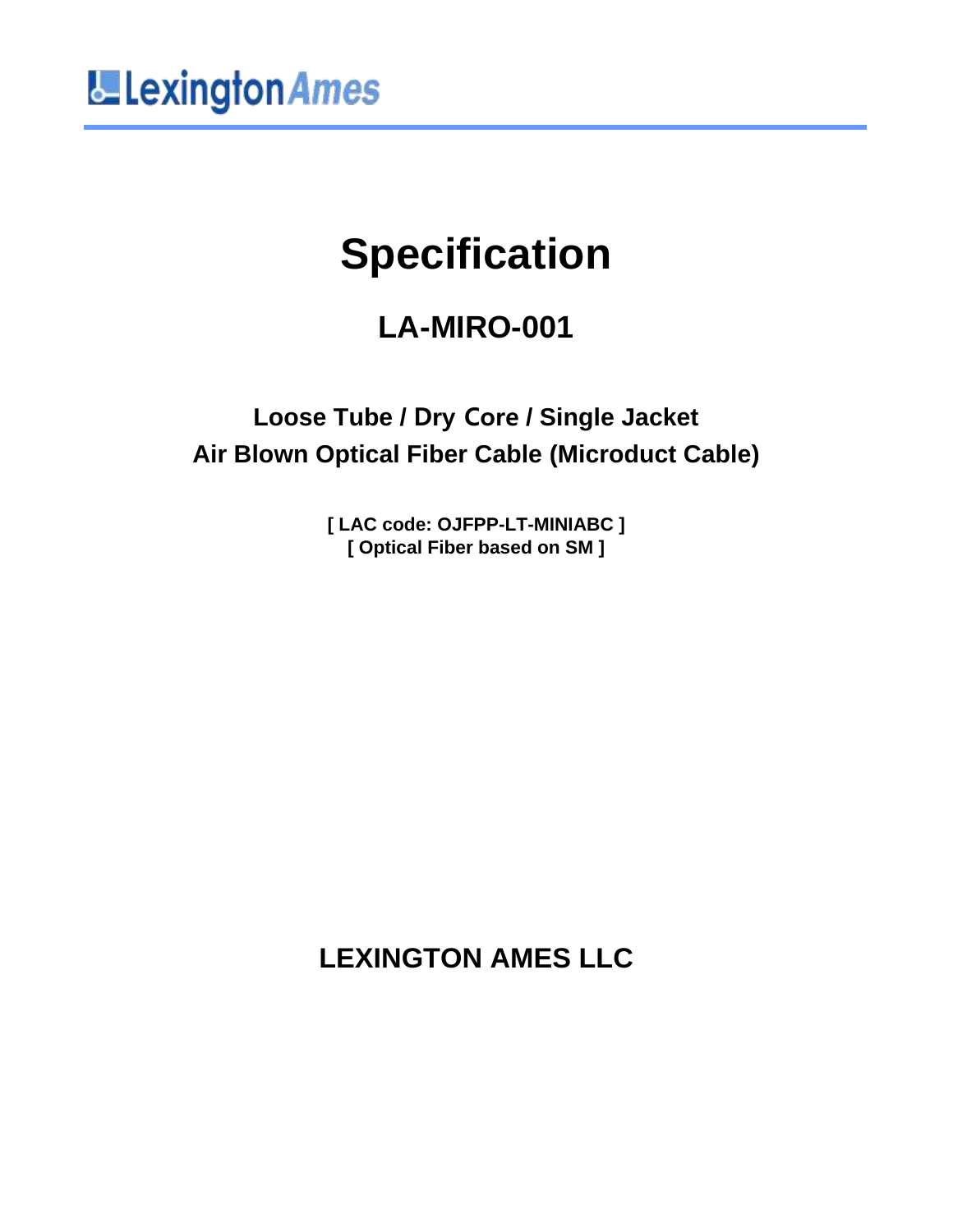LexingtonAmes

# Specification

## LA-MIRO-001

### Loose Tube / Dry Core / Single Jacket
### Air Blown Optical Fiber Cable (Microduct Cable)

**[ LAC code: OJFPP-LT-MINIABC ]**
**[ Optical Fiber based on SM ]**

## LEXINGTON AMES LLC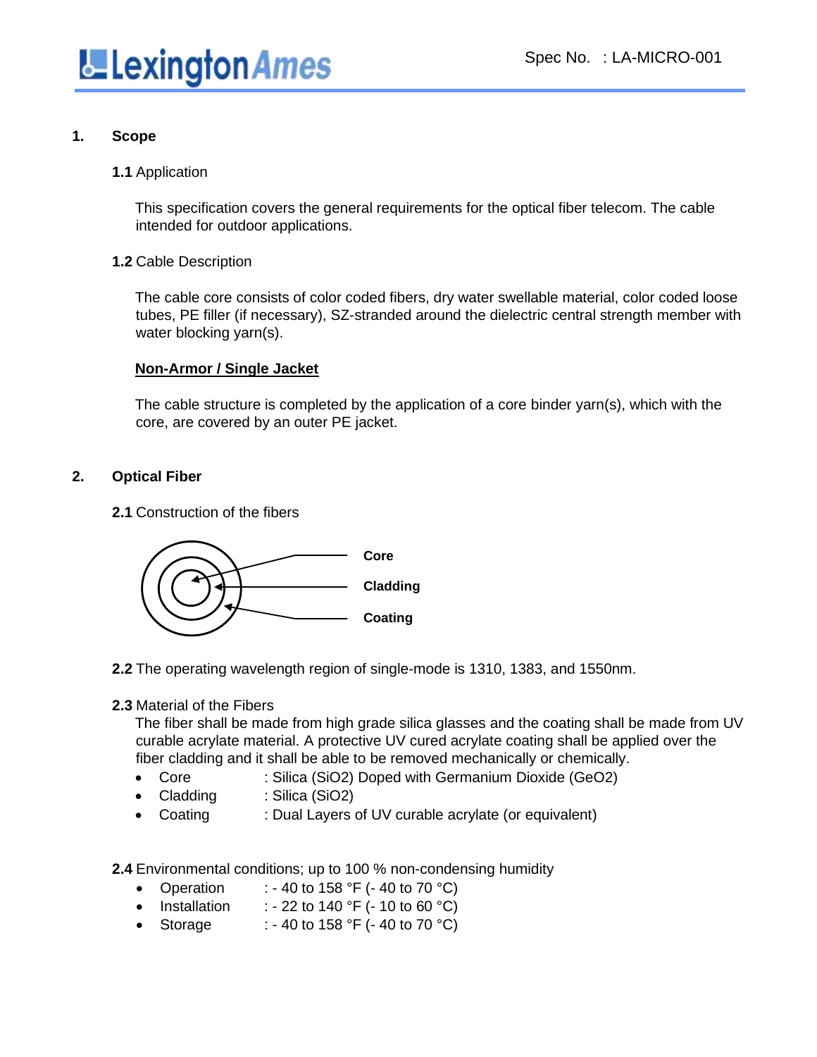# 1. Scope

**1.1** Application

This specification covers the general requirements for the optical fiber telecom. The cable intended for outdoor applications.

**1.2** Cable Description

The cable core consists of color coded fibers, dry water swellable material, color coded loose tubes, PE filler (if necessary), SZ-stranded around the dielectric central strength member with water blocking yarn(s).

**<u>Non-Armor / Single Jacket</u>**

The cable structure is completed by the application of a core binder yarn(s), which with the core, are covered by an outer PE jacket.

# 2. Optical Fiber

**2.1** Construction of the fibers

**Core**

**Cladding**

**Coating**

**2.2** The operating wavelength region of single-mode is 1310, 1383, and 1550nm.

**2.3** Material of the Fibers

The fiber shall be made from high grade silica glasses and the coating shall be made from UV curable acrylate material. A protective UV cured acrylate coating shall be applied over the fiber cladding and it shall be able to be removed mechanically or chemically.

- Core : Silica ($SiO_2$) Doped with Germanium Dioxide ($GeO_2$)
- Cladding : Silica ($SiO_2$)
- Coating : Dual Layers of UV curable acrylate (or equivalent)

**2.4** Environmental conditions; up to 100 % non-condensing humidity

- Operation : - 40 to 158 °F (- 40 to 70 °C)
- Installation : - 22 to 140 °F (- 10 to 60 °C)
- Storage : - 40 to 158 °F (- 40 to 70 °C)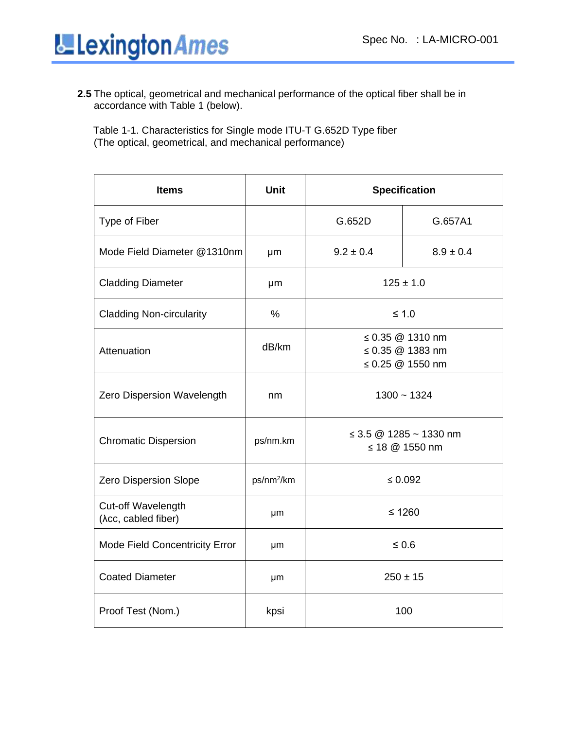**2.5** The optical, geometrical and mechanical performance of the optical fiber shall be in accordance with Table 1 (below).

Table 1-1. Characteristics for Single mode ITU-T G.652D Type fiber
(The optical, geometrical, and mechanical performance)

| Items | Unit | Specification | |
|---|---|---|---|
| Type of Fiber | | G.652D | G.657A1 |
| Mode Field Diameter @1310nm | μm | 9.2 ± 0.4 | 8.9 ± 0.4 |
| Cladding Diameter | μm | 125 ± 1.0 | |
| Cladding Non-circularity | % | ≤ 1.0 | |
| Attenuation | dB/km | ≤ 0.35 @ 1310 nm<br>≤ 0.35 @ 1383 nm<br>≤ 0.25 @ 1550 nm | |
| Zero Dispersion Wavelength | nm | 1300 ~ 1324 | |
| Chromatic Dispersion | ps/nm.km | ≤ 3.5 @ 1285 ~ 1330 nm<br>≤ 18 @ 1550 nm | |
| Zero Dispersion Slope | ps/nm$^2$/km | ≤ 0.092 | |
| Cut-off Wavelength (λcc, cabled fiber) | μm | ≤ 1260 | |
| Mode Field Concentricity Error | μm | ≤ 0.6 | |
| Coated Diameter | μm | 250 ± 15 | |
| Proof Test (Nom.) | kpsi | 100 | |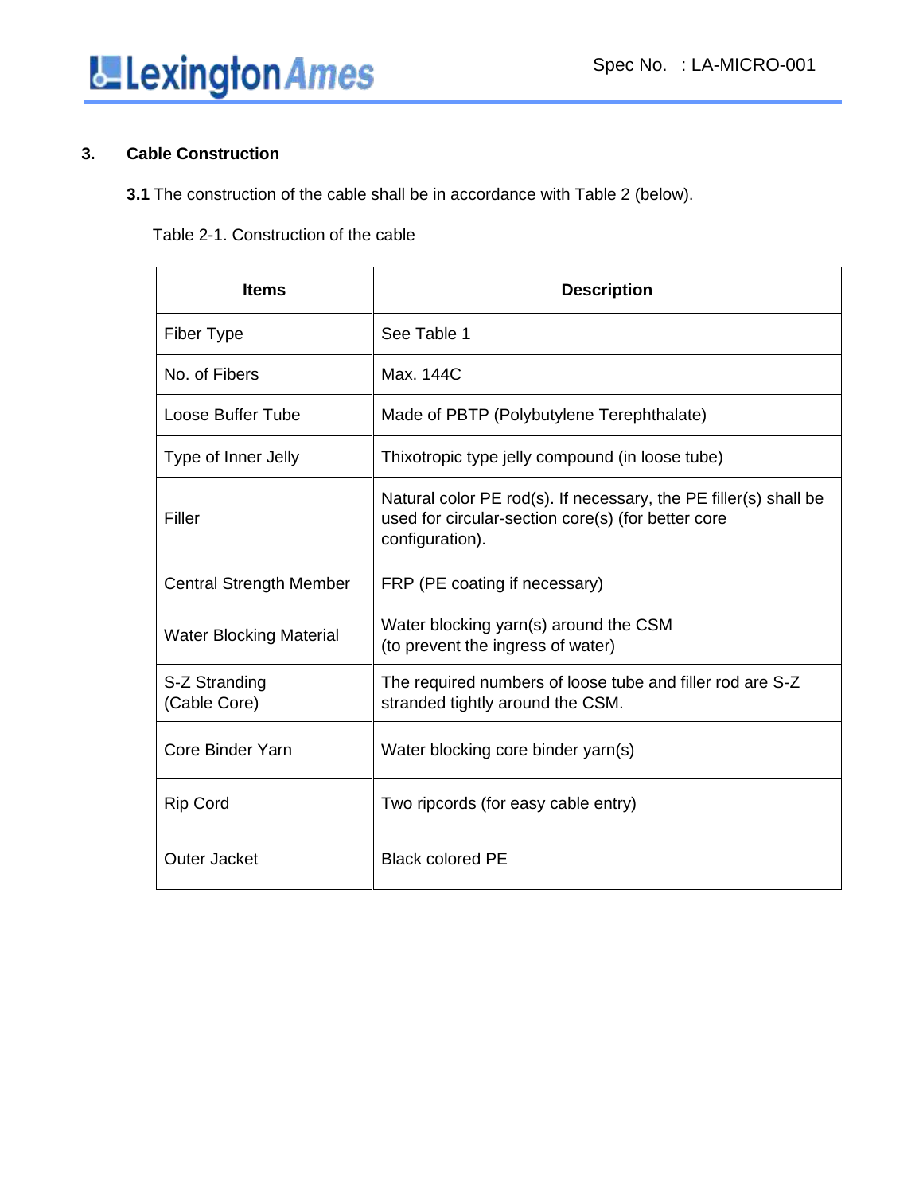## 3. Cable Construction

**3.1** The construction of the cable shall be in accordance with Table 2 (below).

Table 2-1. Construction of the cable

| Items | Description |
|---|---|
| Fiber Type | See Table 1 |
| No. of Fibers | Max. 144C |
| Loose Buffer Tube | Made of PBTP (Polybutylene Terephthalate) |
| Type of Inner Jelly | Thixotropic type jelly compound (in loose tube) |
| Filler | Natural color PE rod(s). If necessary, the PE filler(s) shall be used for circular-section core(s) (for better core configuration). |
| Central Strength Member | FRP (PE coating if necessary) |
| Water Blocking Material | Water blocking yarn(s) around the CSM (to prevent the ingress of water) |
| S-Z Stranding (Cable Core) | The required numbers of loose tube and filler rod are S-Z stranded tightly around the CSM. |
| Core Binder Yarn | Water blocking core binder yarn(s) |
| Rip Cord | Two ripcords (for easy cable entry) |
| Outer Jacket | Black colored PE |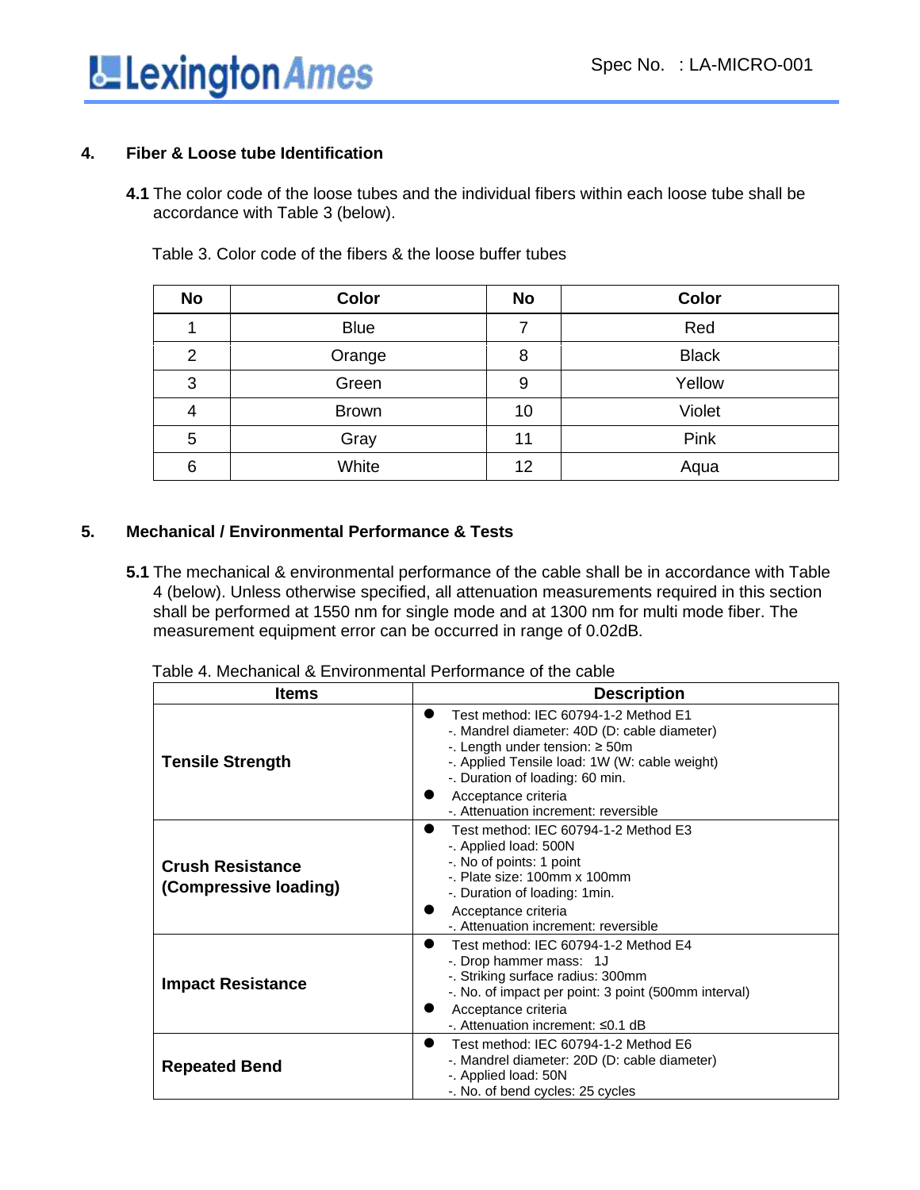## 4. Fiber & Loose tube Identification

**4.1** The color code of the loose tubes and the individual fibers within each loose tube shall be accordance with Table 3 (below).

Table 3. Color code of the fibers & the loose buffer tubes

| No | Color | No | Color |
|---|---|---|---|
| 1 | Blue | 7 | Red |
| 2 | Orange | 8 | Black |
| 3 | Green | 9 | Yellow |
| 4 | Brown | 10 | Violet |
| 5 | Gray | 11 | Pink |
| 6 | White | 12 | Aqua |

## 5. Mechanical / Environmental Performance & Tests

**5.1** The mechanical & environmental performance of the cable shall be in accordance with Table 4 (below). Unless otherwise specified, all attenuation measurements required in this section shall be performed at 1550 nm for single mode and at 1300 nm for multi mode fiber. The measurement equipment error can be occurred in range of 0.02dB.

Table 4. Mechanical & Environmental Performance of the cable

| Items | Description |
|---|---|
| **Tensile Strength** | ● Test method: IEC 60794-1-2 Method E1<br>-. Mandrel diameter: 40D (D: cable diameter)<br>-. Length under tension: ≥ 50m<br>-. Applied Tensile load: 1W (W: cable weight)<br>-. Duration of loading: 60 min.<br>● Acceptance criteria<br>-. Attenuation increment: reversible |
| **Crush Resistance (Compressive loading)** | ● Test method: IEC 60794-1-2 Method E3<br>-. Applied load: 500N<br>-. No of points: 1 point<br>-. Plate size: 100mm x 100mm<br>-. Duration of loading: 1min.<br>● Acceptance criteria<br>-. Attenuation increment: reversible |
| **Impact Resistance** | ● Test method: IEC 60794-1-2 Method E4<br>-. Drop hammer mass: 1J<br>-. Striking surface radius: 300mm<br>-. No. of impact per point: 3 point (500mm interval)<br>● Acceptance criteria<br>-. Attenuation increment: ≤0.1 dB |
| **Repeated Bend** | ● Test method: IEC 60794-1-2 Method E6<br>-. Mandrel diameter: 20D (D: cable diameter)<br>-. Applied load: 50N<br>-. No. of bend cycles: 25 cycles |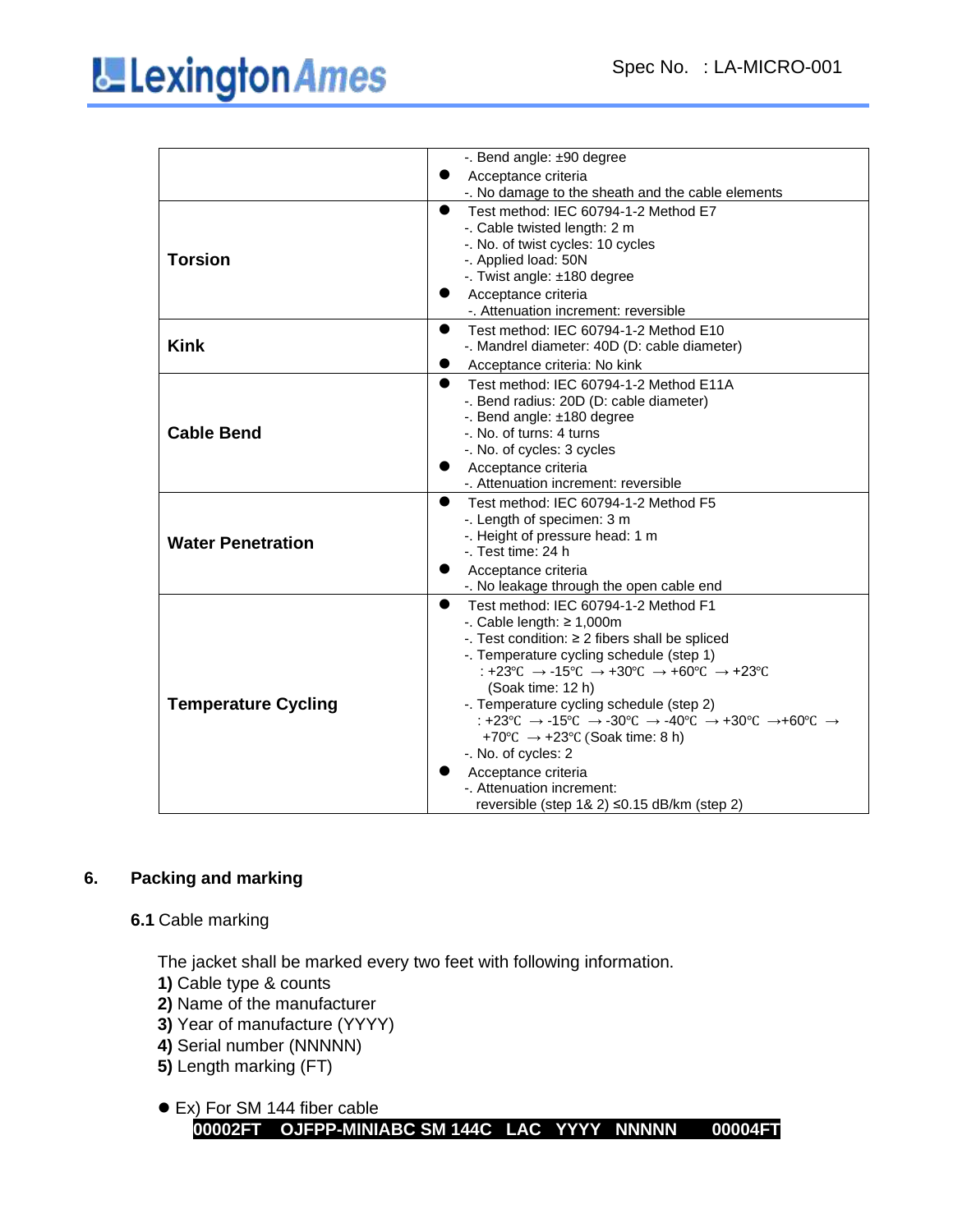| | |
|---|---|
| | -. Bend angle: ±90 degree<br>● Acceptance criteria<br>-. No damage to the sheath and the cable elements |
| **Torsion** | ● Test method: IEC 60794-1-2 Method E7<br>-. Cable twisted length: 2 m<br>-. No. of twist cycles: 10 cycles<br>-. Applied load: 50N<br>-. Twist angle: ±180 degree<br>● Acceptance criteria<br>-. Attenuation increment: reversible |
| **Kink** | ● Test method: IEC 60794-1-2 Method E10<br>-. Mandrel diameter: 40D (D: cable diameter)<br>● Acceptance criteria: No kink |
| **Cable Bend** | ● Test method: IEC 60794-1-2 Method E11A<br>-. Bend radius: 20D (D: cable diameter)<br>-. Bend angle: ±180 degree<br>-. No. of turns: 4 turns<br>-. No. of cycles: 3 cycles<br>● Acceptance criteria<br>-. Attenuation increment: reversible |
| **Water Penetration** | ● Test method: IEC 60794-1-2 Method F5<br>-. Length of specimen: 3 m<br>-. Height of pressure head: 1 m<br>-. Test time: 24 h<br>● Acceptance criteria<br>-. No leakage through the open cable end |
| **Temperature Cycling** | ● Test method: IEC 60794-1-2 Method F1<br>-. Cable length: ≥ 1,000m<br>-. Test condition: ≥ 2 fibers shall be spliced<br>-. Temperature cycling schedule (step 1)<br>: +23℃ → -15℃ → +30℃ → +60℃ → +23℃<br>(Soak time: 12 h)<br>-. Temperature cycling schedule (step 2)<br>: +23℃ → -15℃ → -30℃ → -40℃ → +30℃ →+60℃ →<br>+70℃ → +23℃ (Soak time: 8 h)<br>-. No. of cycles: 2<br>● Acceptance criteria<br>-. Attenuation increment:<br>reversible (step 1& 2) ≤0.15 dB/km (step 2) |

## 6. Packing and marking

### 6.1 Cable marking

The jacket shall be marked every two feet with following information.

**1)** Cable type & counts
**2)** Name of the manufacturer
**3)** Year of manufacture (YYYY)
**4)** Serial number (NNNNN)
**5)** Length marking (FT)

● Ex) For SM 144 fiber cable

**00002FT OJFPP-MINIABC SM 144C LAC YYYY NNNNN 00004FT**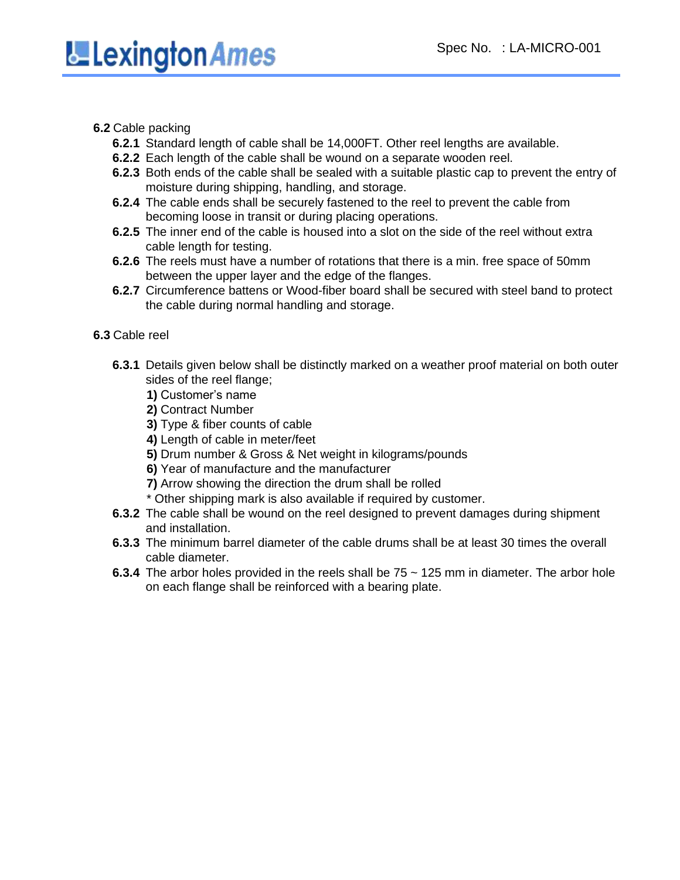**6.2** Cable packing

- **6.2.1** Standard length of cable shall be 14,000FT. Other reel lengths are available.
- **6.2.2** Each length of the cable shall be wound on a separate wooden reel.
- **6.2.3** Both ends of the cable shall be sealed with a suitable plastic cap to prevent the entry of moisture during shipping, handling, and storage.
- **6.2.4** The cable ends shall be securely fastened to the reel to prevent the cable from becoming loose in transit or during placing operations.
- **6.2.5** The inner end of the cable is housed into a slot on the side of the reel without extra cable length for testing.
- **6.2.6** The reels must have a number of rotations that there is a min. free space of 50mm between the upper layer and the edge of the flanges.
- **6.2.7** Circumference battens or Wood-fiber board shall be secured with steel band to protect the cable during normal handling and storage.

**6.3** Cable reel

- **6.3.1** Details given below shall be distinctly marked on a weather proof material on both outer sides of the reel flange;
  - **1)** Customer's name
  - **2)** Contract Number
  - **3)** Type & fiber counts of cable
  - **4)** Length of cable in meter/feet
  - **5)** Drum number & Gross & Net weight in kilograms/pounds
  - **6)** Year of manufacture and the manufacturer
  - **7)** Arrow showing the direction the drum shall be rolled
  
  \* Other shipping mark is also available if required by customer.
- **6.3.2** The cable shall be wound on the reel designed to prevent damages during shipment and installation.
- **6.3.3** The minimum barrel diameter of the cable drums shall be at least 30 times the overall cable diameter.
- **6.3.4** The arbor holes provided in the reels shall be 75 ~ 125 mm in diameter. The arbor hole on each flange shall be reinforced with a bearing plate.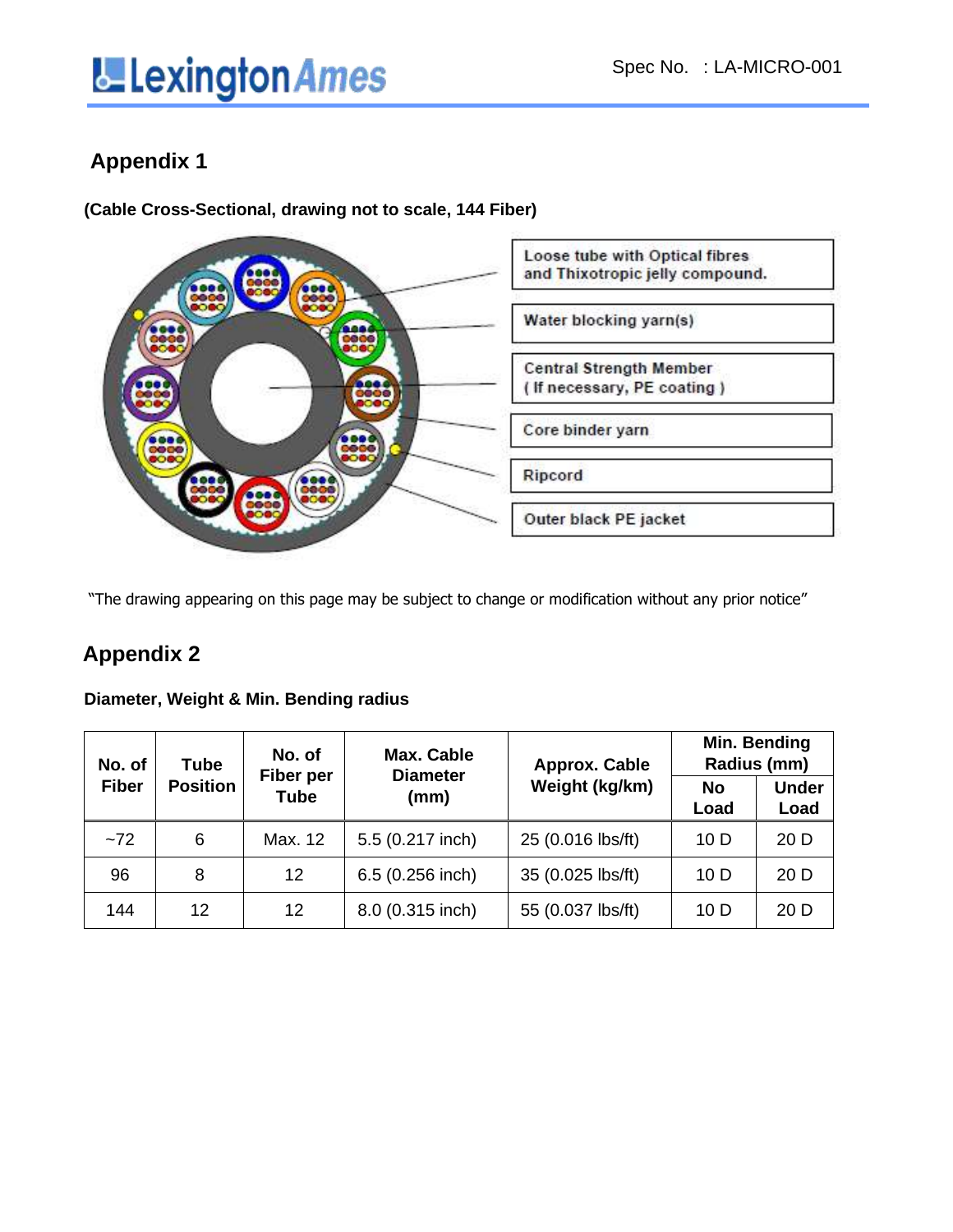## Appendix 1

**(Cable Cross-Sectional, drawing not to scale, 144 Fiber)**

Loose tube with Optical fibres and Thixotropic jelly compound.

Water blocking yarn(s)

Central Strength Member ( If necessary, PE coating )

Core binder yarn

Ripcord

Outer black PE jacket

"The drawing appearing on this page may be subject to change or modification without any prior notice"

## Appendix 2

**Diameter, Weight & Min. Bending radius**

| No. of Fiber | Tube Position | No. of Fiber per Tube | Max. Cable Diameter (mm) | Approx. Cable Weight (kg/km) | Min. Bending Radius (mm) | |
|---|---|---|---|---|---|---|
| | | | | | No Load | Under Load |
| ~72 | 6 | Max. 12 | 5.5 (0.217 inch) | 25 (0.016 lbs/ft) | 10 D | 20 D |
| 96 | 8 | 12 | 6.5 (0.256 inch) | 35 (0.025 lbs/ft) | 10 D | 20 D |
| 144 | 12 | 12 | 8.0 (0.315 inch) | 55 (0.037 lbs/ft) | 10 D | 20 D |